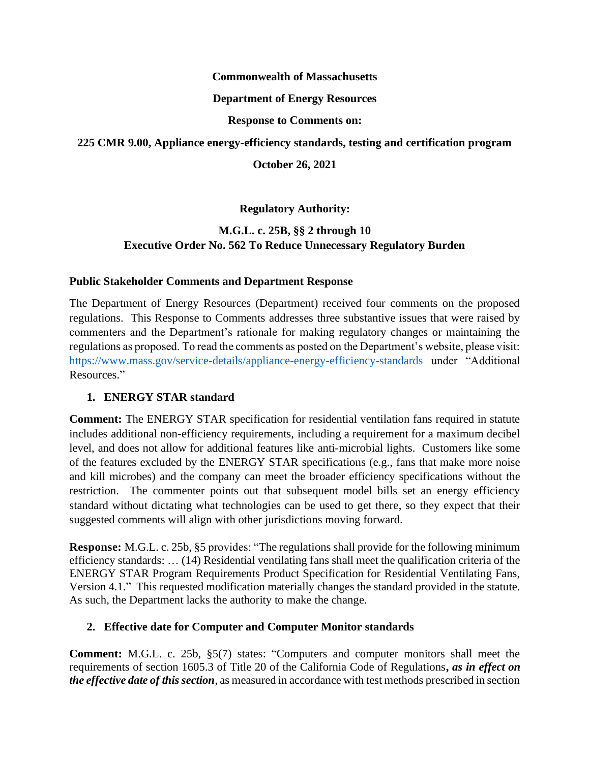**Commonwealth of Massachusetts**

**Department of Energy Resources**

**Response to Comments on:**

**225 CMR 9.00, Appliance energy-efficiency standards, testing and certification program**

**October 26, 2021**

**Regulatory Authority:**

**M.G.L. c. 25B, §§ 2 through 10**
**Executive Order No. 562 To Reduce Unnecessary Regulatory Burden**

## Public Stakeholder Comments and Department Response

The Department of Energy Resources (Department) received four comments on the proposed regulations. This Response to Comments addresses three substantive issues that were raised by commenters and the Department's rationale for making regulatory changes or maintaining the regulations as proposed. To read the comments as posted on the Department's website, please visit: [https://www.mass.gov/service-details/appliance-energy-efficiency-standards](https://www.mass.gov/service-details/appliance-energy-efficiency-standards) under "Additional Resources."

### 1. ENERGY STAR standard

**Comment:** The ENERGY STAR specification for residential ventilation fans required in statute includes additional non-efficiency requirements, including a requirement for a maximum decibel level, and does not allow for additional features like anti-microbial lights. Customers like some of the features excluded by the ENERGY STAR specifications (e.g., fans that make more noise and kill microbes) and the company can meet the broader efficiency specifications without the restriction. The commenter points out that subsequent model bills set an energy efficiency standard without dictating what technologies can be used to get there, so they expect that their suggested comments will align with other jurisdictions moving forward.

**Response:** M.G.L. c. 25b, §5 provides: "The regulations shall provide for the following minimum efficiency standards: … (14) Residential ventilating fans shall meet the qualification criteria of the ENERGY STAR Program Requirements Product Specification for Residential Ventilating Fans, Version 4.1." This requested modification materially changes the standard provided in the statute. As such, the Department lacks the authority to make the change.

### 2. Effective date for Computer and Computer Monitor standards

**Comment:** M.G.L. c. 25b, §5(7) states: "Computers and computer monitors shall meet the requirements of section 1605.3 of Title 20 of the California Code of Regulations, ***as in effect on the effective date of this section***, as measured in accordance with test methods prescribed in section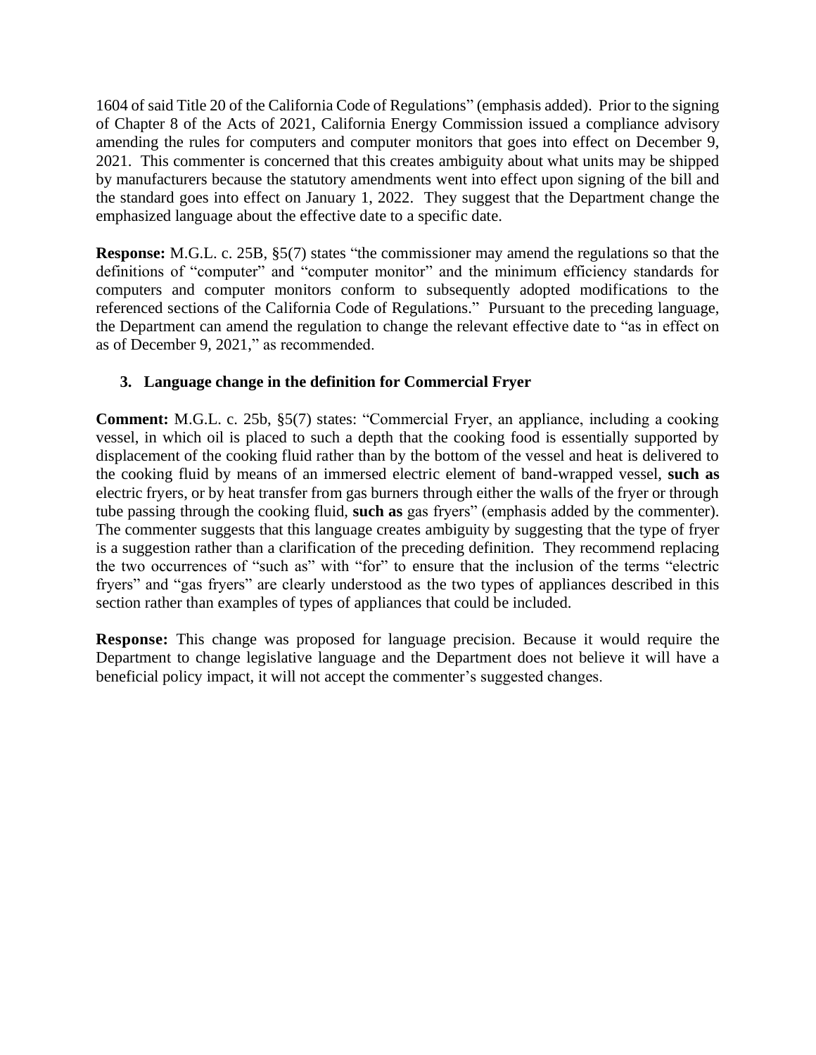1604 of said Title 20 of the California Code of Regulations" (emphasis added). Prior to the signing of Chapter 8 of the Acts of 2021, California Energy Commission issued a compliance advisory amending the rules for computers and computer monitors that goes into effect on December 9, 2021. This commenter is concerned that this creates ambiguity about what units may be shipped by manufacturers because the statutory amendments went into effect upon signing of the bill and the standard goes into effect on January 1, 2022. They suggest that the Department change the emphasized language about the effective date to a specific date.

**Response:** M.G.L. c. 25B, §5(7) states "the commissioner may amend the regulations so that the definitions of "computer" and "computer monitor" and the minimum efficiency standards for computers and computer monitors conform to subsequently adopted modifications to the referenced sections of the California Code of Regulations." Pursuant to the preceding language, the Department can amend the regulation to change the relevant effective date to "as in effect on as of December 9, 2021," as recommended.

### 3. Language change in the definition for Commercial Fryer

**Comment:** M.G.L. c. 25b, §5(7) states: "Commercial Fryer, an appliance, including a cooking vessel, in which oil is placed to such a depth that the cooking food is essentially supported by displacement of the cooking fluid rather than by the bottom of the vessel and heat is delivered to the cooking fluid by means of an immersed electric element of band-wrapped vessel, **such as** electric fryers, or by heat transfer from gas burners through either the walls of the fryer or through tube passing through the cooking fluid, **such as** gas fryers" (emphasis added by the commenter). The commenter suggests that this language creates ambiguity by suggesting that the type of fryer is a suggestion rather than a clarification of the preceding definition. They recommend replacing the two occurrences of "such as" with "for" to ensure that the inclusion of the terms "electric fryers" and "gas fryers" are clearly understood as the two types of appliances described in this section rather than examples of types of appliances that could be included.

**Response:** This change was proposed for language precision. Because it would require the Department to change legislative language and the Department does not believe it will have a beneficial policy impact, it will not accept the commenter's suggested changes.